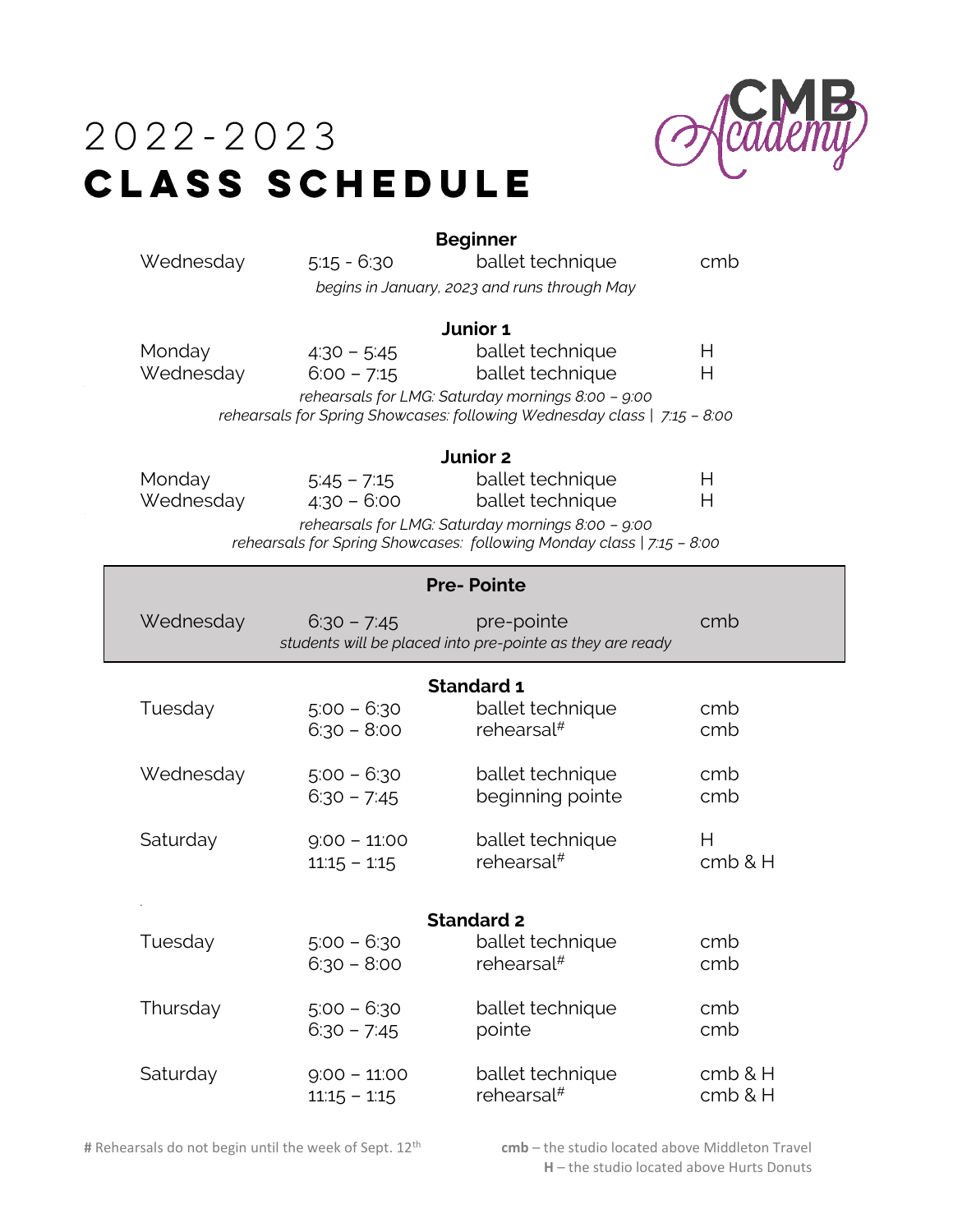# 2022-2023
# CLASS SCHEDULE

CMB Academy

### Beginner

| | | | |
|---|---|---|---|
| Wednesday | 5:15 - 6:30 | ballet technique | cmb |

*begins in January, 2023 and runs through May*

### Junior 1

| | | | |
|---|---|---|---|
| Monday | 4:30 – 5:45 | ballet technique | H |
| Wednesday | 6:00 – 7:15 | ballet technique | H |

*rehearsals for LMG: Saturday mornings 8:00 – 9:00*
*rehearsals for Spring Showcases: following Wednesday class | 7:15 – 8:00*

### Junior 2

| | | | |
|---|---|---|---|
| Monday | 5:45 – 7:15 | ballet technique | H |
| Wednesday | 4:30 – 6:00 | ballet technique | H |

*rehearsals for LMG: Saturday mornings 8:00 – 9:00*
*rehearsals for Spring Showcases: following Monday class | 7:15 – 8:00*

### Pre- Pointe

| | | | |
|---|---|---|---|
| Wednesday | 6:30 – 7:45 | pre-pointe | cmb |

*students will be placed into pre-pointe as they are ready*

### Standard 1

| | | | |
|---|---|---|---|
| Tuesday | 5:00 – 6:30 | ballet technique | cmb |
| | 6:30 – 8:00 | rehearsal# | cmb |
| Wednesday | 5:00 – 6:30 | ballet technique | cmb |
| | 6:30 – 7:45 | beginning pointe | cmb |
| Saturday | 9:00 – 11:00 | ballet technique | H |
| | 11:15 – 1:15 | rehearsal# | cmb & H |

### Standard 2

| | | | |
|---|---|---|---|
| Tuesday | 5:00 – 6:30 | ballet technique | cmb |
| | 6:30 – 8:00 | rehearsal# | cmb |
| Thursday | 5:00 – 6:30 | ballet technique | cmb |
| | 6:30 – 7:45 | pointe | cmb |
| Saturday | 9:00 – 11:00 | ballet technique | cmb & H |
| | 11:15 – 1:15 | rehearsal# | cmb & H |

**#** Rehearsals do not begin until the week of Sept. 12th

**cmb** – the studio located above Middleton Travel
**H** – the studio located above Hurts Donuts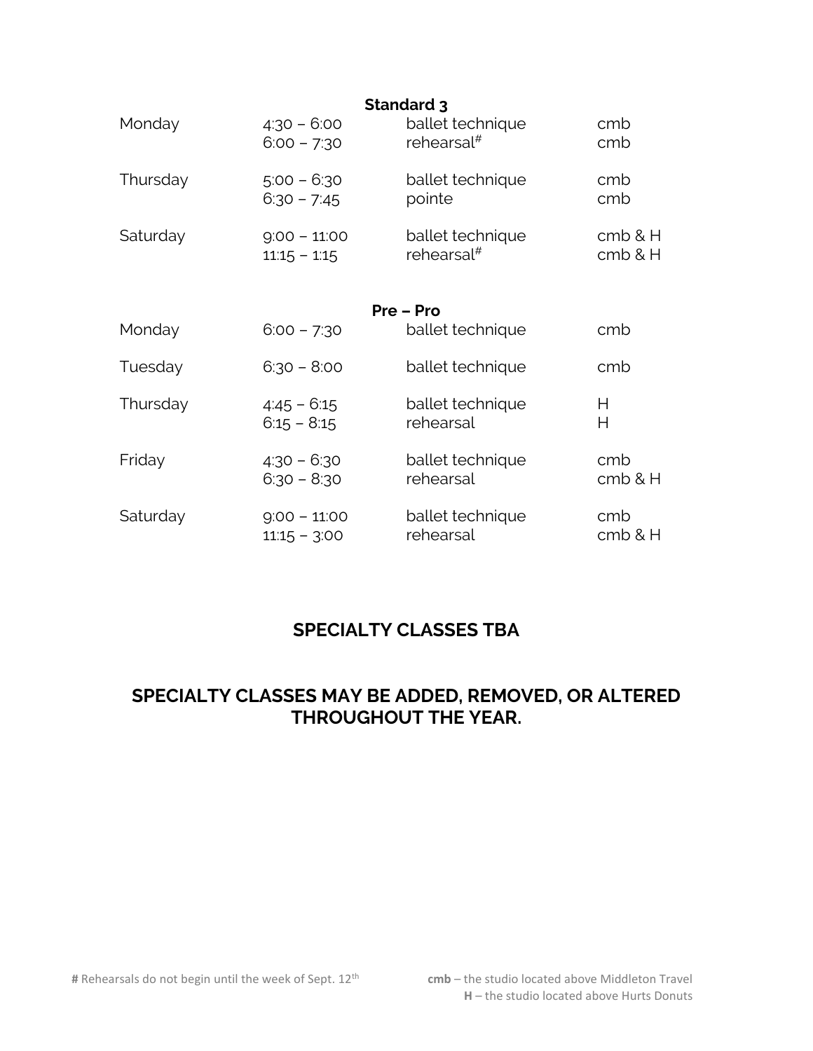**Standard 3**

| | | | |
|---|---|---|---|
| Monday | 4:30 – 6:00 | ballet technique | cmb |
| | 6:00 – 7:30 | rehearsal# | cmb |
| Thursday | 5:00 – 6:30 | ballet technique | cmb |
| | 6:30 – 7:45 | pointe | cmb |
| Saturday | 9:00 – 11:00 | ballet technique | cmb & H |
| | 11:15 – 1:15 | rehearsal# | cmb & H |

**Pre – Pro**

| | | | |
|---|---|---|---|
| Monday | 6:00 – 7:30 | ballet technique | cmb |
| Tuesday | 6:30 – 8:00 | ballet technique | cmb |
| Thursday | 4:45 – 6:15 | ballet technique | H |
| | 6:15 – 8:15 | rehearsal | H |
| Friday | 4:30 – 6:30 | ballet technique | cmb |
| | 6:30 – 8:30 | rehearsal | cmb & H |
| Saturday | 9:00 – 11:00 | ballet technique | cmb |
| | 11:15 – 3:00 | rehearsal | cmb & H |

## SPECIALTY CLASSES TBA

## SPECIALTY CLASSES MAY BE ADDED, REMOVED, OR ALTERED THROUGHOUT THE YEAR.

**#** Rehearsals do not begin until the week of Sept. 12th

**cmb** – the studio located above Middleton Travel
**H** – the studio located above Hurts Donuts